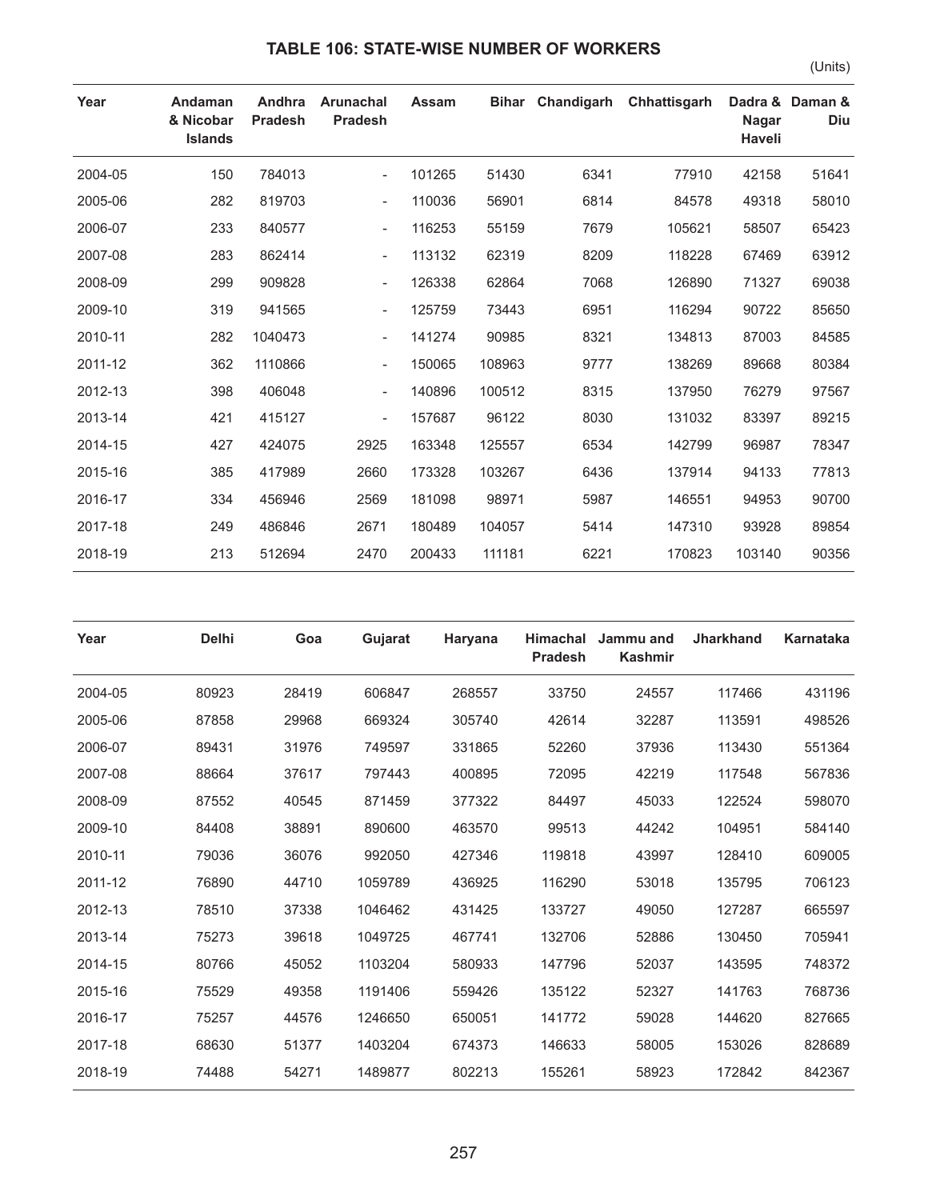# TABLE 106: STATE-WISE NUMBER OF WORKERS

(Units)

| Year | Andaman & Nicobar Islands | Andhra Pradesh | Arunachal Pradesh | Assam | Bihar | Chandigarh | Chhattisgarh | Dadra & Nagar Haveli | Daman & Diu |
|---|---|---|---|---|---|---|---|---|---|
| 2004-05 | 150 | 784013 | - | 101265 | 51430 | 6341 | 77910 | 42158 | 51641 |
| 2005-06 | 282 | 819703 | - | 110036 | 56901 | 6814 | 84578 | 49318 | 58010 |
| 2006-07 | 233 | 840577 | - | 116253 | 55159 | 7679 | 105621 | 58507 | 65423 |
| 2007-08 | 283 | 862414 | - | 113132 | 62319 | 8209 | 118228 | 67469 | 63912 |
| 2008-09 | 299 | 909828 | - | 126338 | 62864 | 7068 | 126890 | 71327 | 69038 |
| 2009-10 | 319 | 941565 | - | 125759 | 73443 | 6951 | 116294 | 90722 | 85650 |
| 2010-11 | 282 | 1040473 | - | 141274 | 90985 | 8321 | 134813 | 87003 | 84585 |
| 2011-12 | 362 | 1110866 | - | 150065 | 108963 | 9777 | 138269 | 89668 | 80384 |
| 2012-13 | 398 | 406048 | - | 140896 | 100512 | 8315 | 137950 | 76279 | 97567 |
| 2013-14 | 421 | 415127 | - | 157687 | 96122 | 8030 | 131032 | 83397 | 89215 |
| 2014-15 | 427 | 424075 | 2925 | 163348 | 125557 | 6534 | 142799 | 96987 | 78347 |
| 2015-16 | 385 | 417989 | 2660 | 173328 | 103267 | 6436 | 137914 | 94133 | 77813 |
| 2016-17 | 334 | 456946 | 2569 | 181098 | 98971 | 5987 | 146551 | 94953 | 90700 |
| 2017-18 | 249 | 486846 | 2671 | 180489 | 104057 | 5414 | 147310 | 93928 | 89854 |
| 2018-19 | 213 | 512694 | 2470 | 200433 | 111181 | 6221 | 170823 | 103140 | 90356 |

| Year | Delhi | Goa | Gujarat | Haryana | Himachal Pradesh | Jammu and Kashmir | Jharkhand | Karnataka |
|---|---|---|---|---|---|---|---|---|
| 2004-05 | 80923 | 28419 | 606847 | 268557 | 33750 | 24557 | 117466 | 431196 |
| 2005-06 | 87858 | 29968 | 669324 | 305740 | 42614 | 32287 | 113591 | 498526 |
| 2006-07 | 89431 | 31976 | 749597 | 331865 | 52260 | 37936 | 113430 | 551364 |
| 2007-08 | 88664 | 37617 | 797443 | 400895 | 72095 | 42219 | 117548 | 567836 |
| 2008-09 | 87552 | 40545 | 871459 | 377322 | 84497 | 45033 | 122524 | 598070 |
| 2009-10 | 84408 | 38891 | 890600 | 463570 | 99513 | 44242 | 104951 | 584140 |
| 2010-11 | 79036 | 36076 | 992050 | 427346 | 119818 | 43997 | 128410 | 609005 |
| 2011-12 | 76890 | 44710 | 1059789 | 436925 | 116290 | 53018 | 135795 | 706123 |
| 2012-13 | 78510 | 37338 | 1046462 | 431425 | 133727 | 49050 | 127287 | 665597 |
| 2013-14 | 75273 | 39618 | 1049725 | 467741 | 132706 | 52886 | 130450 | 705941 |
| 2014-15 | 80766 | 45052 | 1103204 | 580933 | 147796 | 52037 | 143595 | 748372 |
| 2015-16 | 75529 | 49358 | 1191406 | 559426 | 135122 | 52327 | 141763 | 768736 |
| 2016-17 | 75257 | 44576 | 1246650 | 650051 | 141772 | 59028 | 144620 | 827665 |
| 2017-18 | 68630 | 51377 | 1403204 | 674373 | 146633 | 58005 | 153026 | 828689 |
| 2018-19 | 74488 | 54271 | 1489877 | 802213 | 155261 | 58923 | 172842 | 842367 |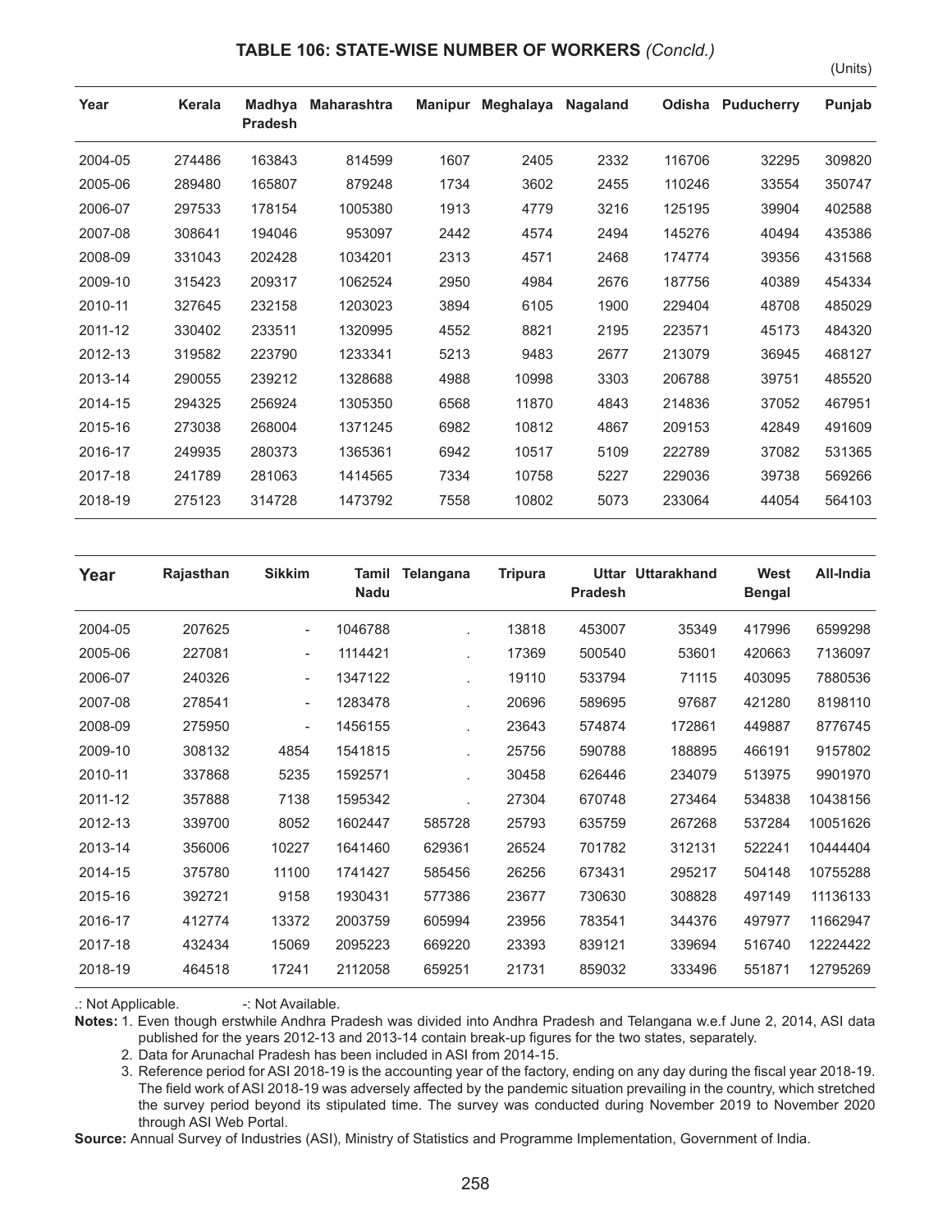## TABLE 106: STATE-WISE NUMBER OF WORKERS *(Concld.)*

(Units)

| Year | Kerala | Madhya Pradesh | Maharashtra | Manipur | Meghalaya | Nagaland | Odisha | Puducherry | Punjab |
|---|---|---|---|---|---|---|---|---|---|
| 2004-05 | 274486 | 163843 | 814599 | 1607 | 2405 | 2332 | 116706 | 32295 | 309820 |
| 2005-06 | 289480 | 165807 | 879248 | 1734 | 3602 | 2455 | 110246 | 33554 | 350747 |
| 2006-07 | 297533 | 178154 | 1005380 | 1913 | 4779 | 3216 | 125195 | 39904 | 402588 |
| 2007-08 | 308641 | 194046 | 953097 | 2442 | 4574 | 2494 | 145276 | 40494 | 435386 |
| 2008-09 | 331043 | 202428 | 1034201 | 2313 | 4571 | 2468 | 174774 | 39356 | 431568 |
| 2009-10 | 315423 | 209317 | 1062524 | 2950 | 4984 | 2676 | 187756 | 40389 | 454334 |
| 2010-11 | 327645 | 232158 | 1203023 | 3894 | 6105 | 1900 | 229404 | 48708 | 485029 |
| 2011-12 | 330402 | 233511 | 1320995 | 4552 | 8821 | 2195 | 223571 | 45173 | 484320 |
| 2012-13 | 319582 | 223790 | 1233341 | 5213 | 9483 | 2677 | 213079 | 36945 | 468127 |
| 2013-14 | 290055 | 239212 | 1328688 | 4988 | 10998 | 3303 | 206788 | 39751 | 485520 |
| 2014-15 | 294325 | 256924 | 1305350 | 6568 | 11870 | 4843 | 214836 | 37052 | 467951 |
| 2015-16 | 273038 | 268004 | 1371245 | 6982 | 10812 | 4867 | 209153 | 42849 | 491609 |
| 2016-17 | 249935 | 280373 | 1365361 | 6942 | 10517 | 5109 | 222789 | 37082 | 531365 |
| 2017-18 | 241789 | 281063 | 1414565 | 7334 | 10758 | 5227 | 229036 | 39738 | 569266 |
| 2018-19 | 275123 | 314728 | 1473792 | 7558 | 10802 | 5073 | 233064 | 44054 | 564103 |

| Year | Rajasthan | Sikkim | Tamil Nadu | Telangana | Tripura | Uttar Pradesh | Uttarakhand | West Bengal | All-India |
|---|---|---|---|---|---|---|---|---|---|
| 2004-05 | 207625 | - | 1046788 | . | 13818 | 453007 | 35349 | 417996 | 6599298 |
| 2005-06 | 227081 | - | 1114421 | . | 17369 | 500540 | 53601 | 420663 | 7136097 |
| 2006-07 | 240326 | - | 1347122 | . | 19110 | 533794 | 71115 | 403095 | 7880536 |
| 2007-08 | 278541 | - | 1283478 | . | 20696 | 589695 | 97687 | 421280 | 8198110 |
| 2008-09 | 275950 | - | 1456155 | . | 23643 | 574874 | 172861 | 449887 | 8776745 |
| 2009-10 | 308132 | 4854 | 1541815 | . | 25756 | 590788 | 188895 | 466191 | 9157802 |
| 2010-11 | 337868 | 5235 | 1592571 | . | 30458 | 626446 | 234079 | 513975 | 9901970 |
| 2011-12 | 357888 | 7138 | 1595342 | . | 27304 | 670748 | 273464 | 534838 | 10438156 |
| 2012-13 | 339700 | 8052 | 1602447 | 585728 | 25793 | 635759 | 267268 | 537284 | 10051626 |
| 2013-14 | 356006 | 10227 | 1641460 | 629361 | 26524 | 701782 | 312131 | 522241 | 10444404 |
| 2014-15 | 375780 | 11100 | 1741427 | 585456 | 26256 | 673431 | 295217 | 504148 | 10755288 |
| 2015-16 | 392721 | 9158 | 1930431 | 577386 | 23677 | 730630 | 308828 | 497149 | 11136133 |
| 2016-17 | 412774 | 13372 | 2003759 | 605994 | 23956 | 783541 | 344376 | 497977 | 11662947 |
| 2017-18 | 432434 | 15069 | 2095223 | 669220 | 23393 | 839121 | 339694 | 516740 | 12224422 |
| 2018-19 | 464518 | 17241 | 2112058 | 659251 | 21731 | 859032 | 333496 | 551871 | 12795269 |

.: Not Applicable. -: Not Available.

**Notes:** 1. Even though erstwhile Andhra Pradesh was divided into Andhra Pradesh and Telangana w.e.f June 2, 2014, ASI data published for the years 2012-13 and 2013-14 contain break-up figures for the two states, separately.

2. Data for Arunachal Pradesh has been included in ASI from 2014-15.

3. Reference period for ASI 2018-19 is the accounting year of the factory, ending on any day during the fiscal year 2018-19. The field work of ASI 2018-19 was adversely affected by the pandemic situation prevailing in the country, which stretched the survey period beyond its stipulated time. The survey was conducted during November 2019 to November 2020 through ASI Web Portal.

**Source:** Annual Survey of Industries (ASI), Ministry of Statistics and Programme Implementation, Government of India.